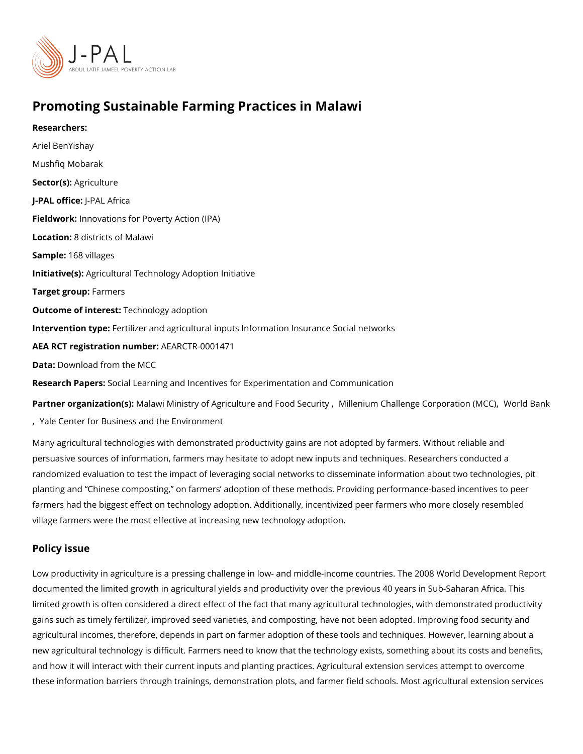# Promoting Sustainable Farming Practices in Malawi

**Researchers:**

Ariel BenYishay

Mushfiq Mobarak

**Sector(s):** Agriculture

**J-PAL office:** J-PAL Africa

**Fieldwork:** Innovations for Poverty Action (IPA)

**Location:** 8 districts of Malawi

**Sample:** 168 villages

**Initiative(s):** Agricultural Technology Adoption Initiative

**Target group:** Farmers

**Outcome of interest:** Technology adoption

**Intervention type:** Fertilizer and agricultural inputs Information Insurance Social networks

**AEA RCT registration number:** AEARCTR-0001471

**Data:** Download from the MCC

**Research Papers:** Social Learning and Incentives for Experimentation and Communication

**Partner organization(s):** Malawi Ministry of Agriculture and Food Security, Millenium Challenge Corporation (MCC), World Bank, Yale Center for Business and the Environment

Many agricultural technologies with demonstrated productivity gains are not adopted by farmers. Without reliable and persuasive sources of information, farmers may hesitate to adopt new inputs and techniques. Researchers conducted a randomized evaluation to test the impact of leveraging social networks to disseminate information about two technologies, pit planting and "Chinese composting," on farmers' adoption of these methods. Providing performance-based incentives to peer farmers had the biggest effect on technology adoption. Additionally, incentivized peer farmers who more closely resembled village farmers were the most effective at increasing new technology adoption.

## Policy issue

Low productivity in agriculture is a pressing challenge in low- and middle-income countries. The 2008 World Development Report documented the limited growth in agricultural yields and productivity over the previous 40 years in Sub-Saharan Africa. This limited growth is often considered a direct effect of the fact that many agricultural technologies, with demonstrated productivity gains such as timely fertilizer, improved seed varieties, and composting, have not been adopted. Improving food security and agricultural incomes, therefore, depends in part on farmer adoption of these tools and techniques. However, learning about a new agricultural technology is difficult. Farmers need to know that the technology exists, something about its costs and benefits, and how it will interact with their current inputs and planting practices. Agricultural extension services attempt to overcome these information barriers through trainings, demonstration plots, and farmer field schools. Most agricultural extension services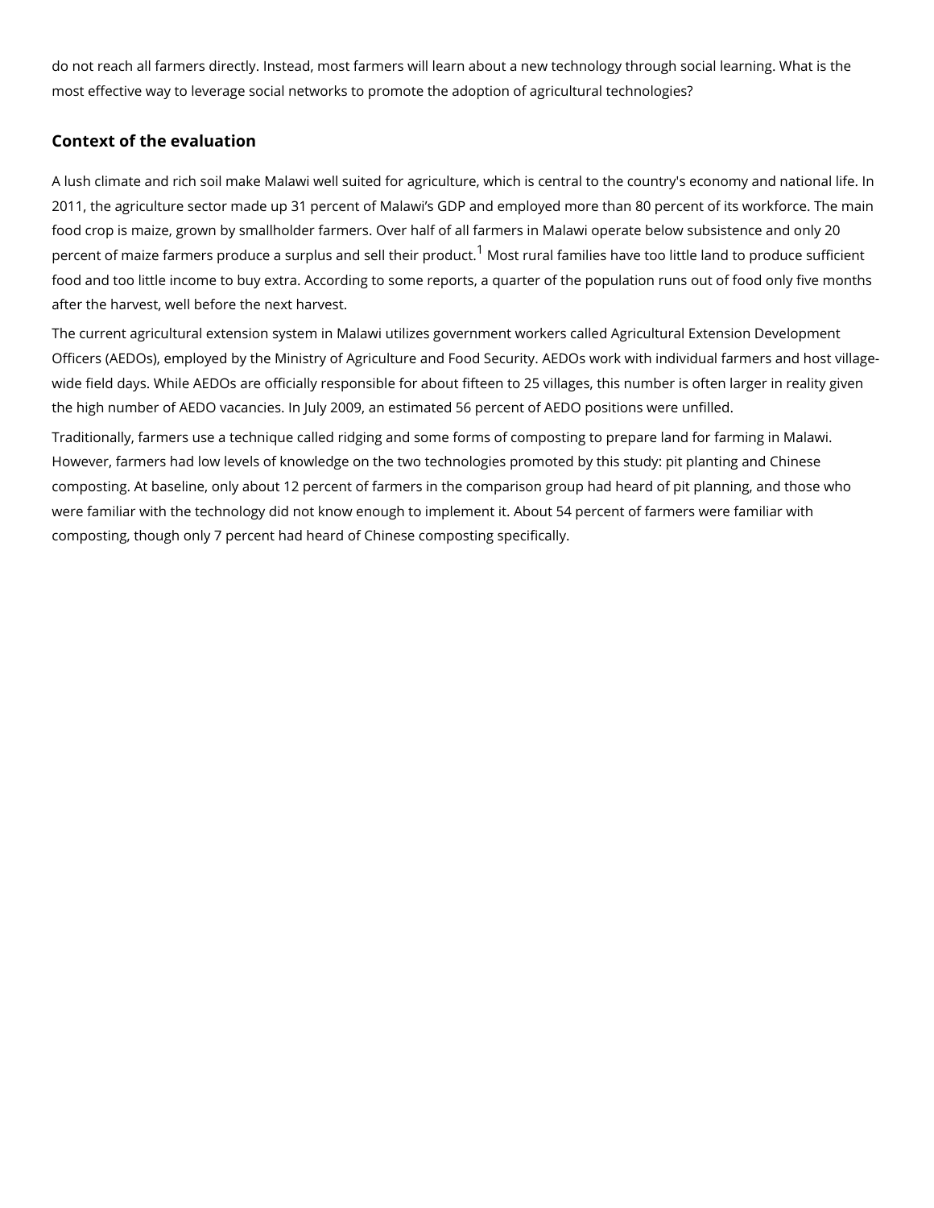do not reach all farmers directly. Instead, most farmers will learn about a new technology through social learning. What is the most effective way to leverage social networks to promote the adoption of agricultural technologies?

## Context of the evaluation

A lush climate and rich soil make Malawi well suited for agriculture, which is central to the country's economy and national life. In 2011, the agriculture sector made up 31 percent of Malawi's GDP and employed more than 80 percent of its workforce. The main food crop is maize, grown by smallholder farmers. Over half of all farmers in Malawi operate below subsistence and only 20 percent of maize farmers produce a surplus and sell their product.[1] Most rural families have too little land to produce sufficient food and too little income to buy extra. According to some reports, a quarter of the population runs out of food only five months after the harvest, well before the next harvest.

The current agricultural extension system in Malawi utilizes government workers called Agricultural Extension Development Officers (AEDOs), employed by the Ministry of Agriculture and Food Security. AEDOs work with individual farmers and host village-wide field days. While AEDOs are officially responsible for about fifteen to 25 villages, this number is often larger in reality given the high number of AEDO vacancies. In July 2009, an estimated 56 percent of AEDO positions were unfilled.

Traditionally, farmers use a technique called ridging and some forms of composting to prepare land for farming in Malawi. However, farmers had low levels of knowledge on the two technologies promoted by this study: pit planting and Chinese composting. At baseline, only about 12 percent of farmers in the comparison group had heard of pit planning, and those who were familiar with the technology did not know enough to implement it. About 54 percent of farmers were familiar with composting, though only 7 percent had heard of Chinese composting specifically.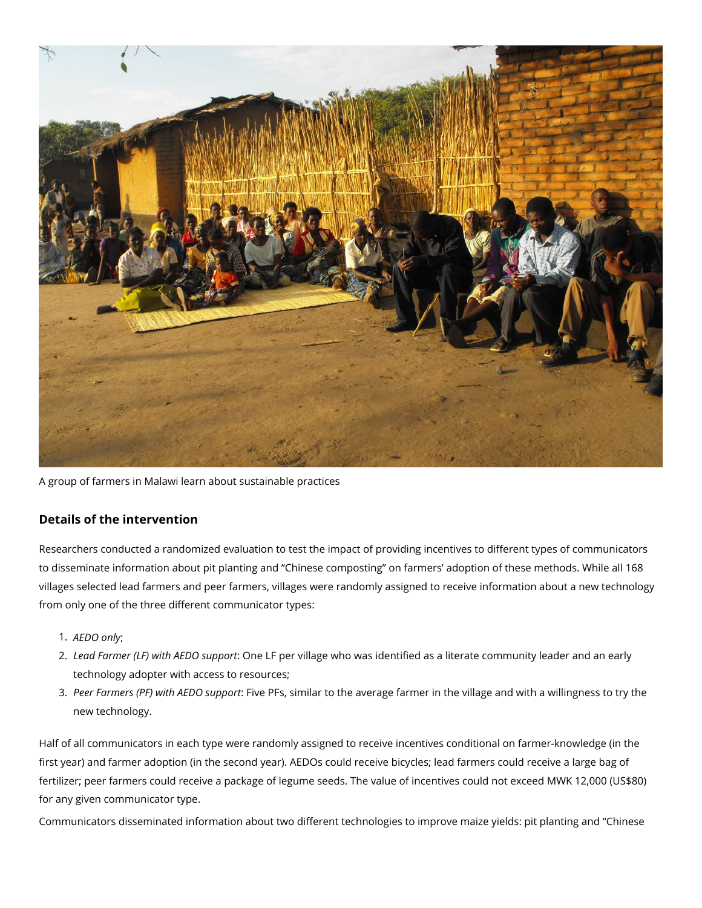A group of farmers in Malawi learn about sustainable practices

### Details of the intervention

Researchers conducted a randomized evaluation to test the impact of providing incentives to different types of communicators to disseminate information about pit planting and “Chinese composting” on farmers’ adoption of these methods. While all 168 villages selected lead farmers and peer farmers, villages were randomly assigned to receive information about a new technology from only one of the three different communicator types:

1. *AEDO only*;
2. *Lead Farmer (LF) with AEDO support*: One LF per village who was identified as a literate community leader and an early technology adopter with access to resources;
3. *Peer Farmers (PF) with AEDO support*: Five PFs, similar to the average farmer in the village and with a willingness to try the new technology.

Half of all communicators in each type were randomly assigned to receive incentives conditional on farmer-knowledge (in the first year) and farmer adoption (in the second year). AEDOs could receive bicycles; lead farmers could receive a large bag of fertilizer; peer farmers could receive a package of legume seeds. The value of incentives could not exceed MWK 12,000 (US$80) for any given communicator type.

Communicators disseminated information about two different technologies to improve maize yields: pit planting and “Chinese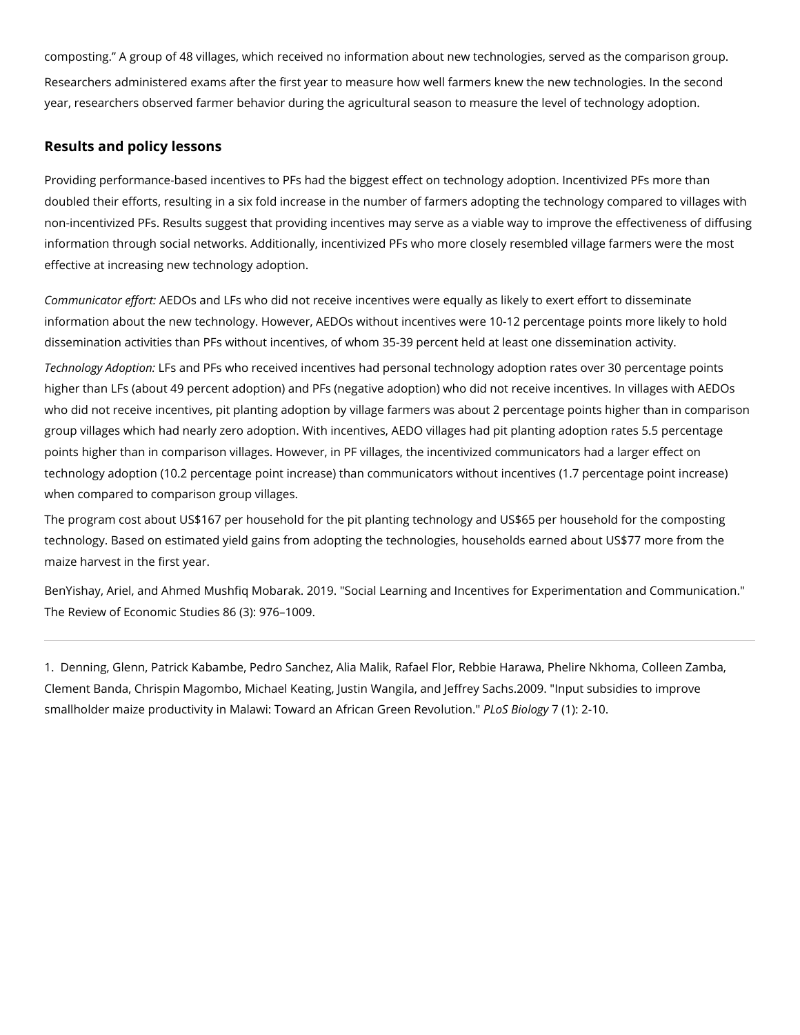composting." A group of 48 villages, which received no information about new technologies, served as the comparison group.

Researchers administered exams after the first year to measure how well farmers knew the new technologies. In the second year, researchers observed farmer behavior during the agricultural season to measure the level of technology adoption.

## Results and policy lessons

Providing performance-based incentives to PFs had the biggest effect on technology adoption. Incentivized PFs more than doubled their efforts, resulting in a six fold increase in the number of farmers adopting the technology compared to villages with non-incentivized PFs. Results suggest that providing incentives may serve as a viable way to improve the effectiveness of diffusing information through social networks. Additionally, incentivized PFs who more closely resembled village farmers were the most effective at increasing new technology adoption.

*Communicator effort:* AEDOs and LFs who did not receive incentives were equally as likely to exert effort to disseminate information about the new technology. However, AEDOs without incentives were 10-12 percentage points more likely to hold dissemination activities than PFs without incentives, of whom 35-39 percent held at least one dissemination activity.

*Technology Adoption:* LFs and PFs who received incentives had personal technology adoption rates over 30 percentage points higher than LFs (about 49 percent adoption) and PFs (negative adoption) who did not receive incentives. In villages with AEDOs who did not receive incentives, pit planting adoption by village farmers was about 2 percentage points higher than in comparison group villages which had nearly zero adoption. With incentives, AEDO villages had pit planting adoption rates 5.5 percentage points higher than in comparison villages. However, in PF villages, the incentivized communicators had a larger effect on technology adoption (10.2 percentage point increase) than communicators without incentives (1.7 percentage point increase) when compared to comparison group villages.

The program cost about US$167 per household for the pit planting technology and US$65 per household for the composting technology. Based on estimated yield gains from adopting the technologies, households earned about US$77 more from the maize harvest in the first year.

BenYishay, Ariel, and Ahmed Mushfiq Mobarak. 2019. "Social Learning and Incentives for Experimentation and Communication." The Review of Economic Studies 86 (3): 976–1009.

---

1. Denning, Glenn, Patrick Kabambe, Pedro Sanchez, Alia Malik, Rafael Flor, Rebbie Harawa, Phelire Nkhoma, Colleen Zamba, Clement Banda, Chrispin Magombo, Michael Keating, Justin Wangila, and Jeffrey Sachs.2009. "Input subsidies to improve smallholder maize productivity in Malawi: Toward an African Green Revolution." *PLoS Biology* 7 (1): 2-10.